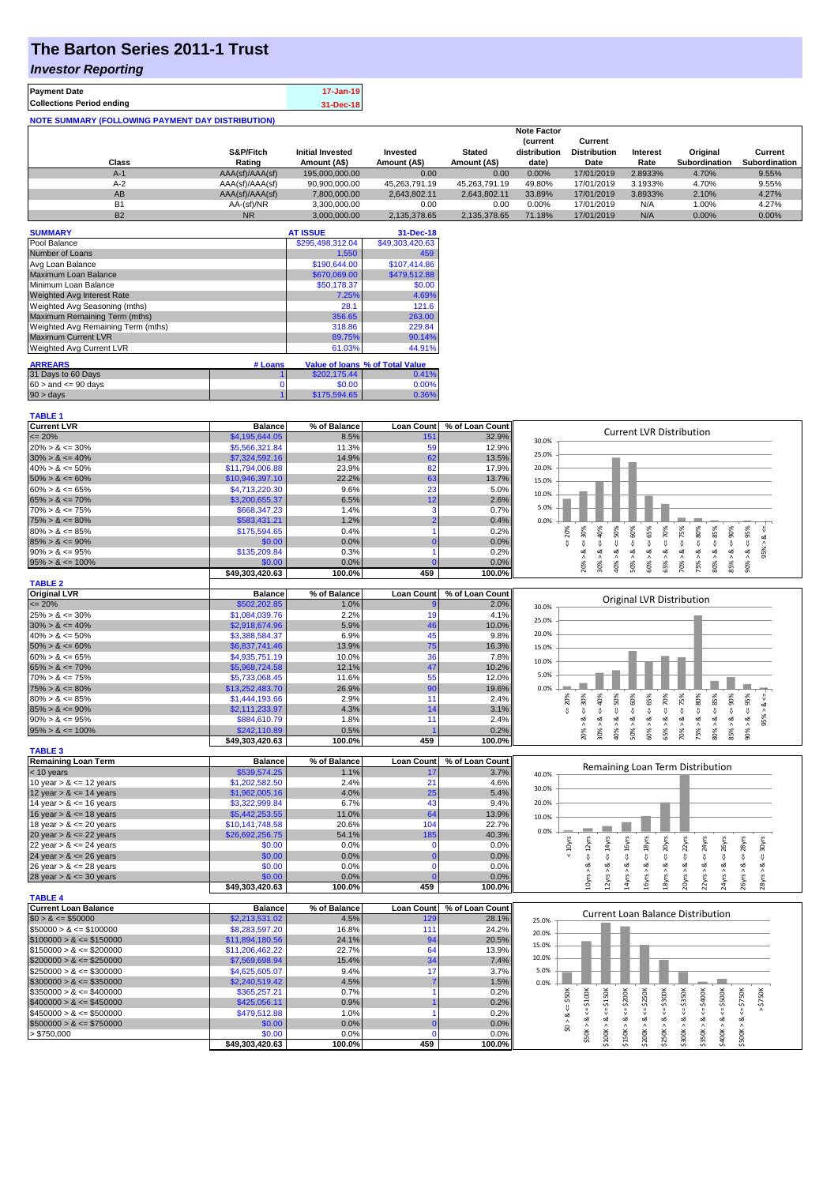# The Barton Series 2011-1 Trust

## Investor Reporting

| | |
|---|---|
| **Payment Date** | 17-Jan-19 |
| **Collections Period ending** | 31-Dec-18 |

**NOTE SUMMARY (FOLLOWING PAYMENT DAY DISTRIBUTION)**

| Class | S&P/Fitch Rating | Initial Invested Amount (A$) | Invested Amount (A$) | Stated Amount (A$) | Note Factor (current distribution date) | Current Distribution Date | Interest Rate | Original Subordination | Current Subordination |
|---|---|---|---|---|---|---|---|---|---|
| A-1 | AAA(sf)/AAA(sf) | 195,000,000.00 | 0.00 | 0.00 | 0.00% | 17/01/2019 | 2.8933% | 4.70% | 9.55% |
| A-2 | AAA(sf)/AAA(sf) | 90,900,000.00 | 45,263,791.19 | 45,263,791.19 | 49.80% | 17/01/2019 | 3.1933% | 4.70% | 9.55% |
| AB | AAA(sf)/AAA(sf) | 7,800,000.00 | 2,643,802.11 | 2,643,802.11 | 33.89% | 17/01/2019 | 3.8933% | 2.10% | 4.27% |
| B1 | AA-(sf)/NR | 3,300,000.00 | 0.00 | 0.00 | 0.00% | 17/01/2019 | N/A | 1.00% | 4.27% |
| B2 | NR | 3,000,000.00 | 2,135,378.65 | 2,135,378.65 | 71.18% | 17/01/2019 | N/A | 0.00% | 0.00% |

| SUMMARY | AT ISSUE | 31-Dec-18 |
|---|---|---|
| Pool Balance | $295,498,312.04 | $49,303,420.63 |
| Number of Loans | 1,550 | 459 |
| Avg Loan Balance | $190,644.00 | $107,414.86 |
| Maximum Loan Balance | $670,069.00 | $479,512.88 |
| Minimum Loan Balance | $50,178.37 | $0.00 |
| Weighted Avg Interest Rate | 7.25% | 4.69% |
| Weighted Avg Seasoning (mths) | 28.1 | 121.6 |
| Maximum Remaining Term (mths) | 356.65 | 263.00 |
| Weighted Avg Remaining Term (mths) | 318.86 | 229.84 |
| Maximum Current LVR | 89.75% | 90.14% |
| Weighted Avg Current LVR | 61.03% | 44.91% |

| ARREARS | # Loans | Value of loans | % of Total Value |
|---|---|---|---|
| 31 Days to 60 Days | 1 | $202,175.44 | 0.41% |
| $60 > and <= 90$ days | 0 | $0.00 | 0.00% |
| $90 >$ days | 1 | $175,594.65 | 0.36% |

**TABLE 1**

| Current LVR | Balance | % of Balance | Loan Count | % of Loan Count |
|---|---|---|---|---|
| <= 20% | $4,195,644.05 | 8.5% | 151 | 32.9% |
| 20% > & <= 30% | $5,566,321.84 | 11.3% | 59 | 12.9% |
| 30% > & <= 40% | $7,324,592.16 | 14.9% | 62 | 13.5% |
| 40% > & <= 50% | $11,794,006.88 | 23.9% | 82 | 17.9% |
| 50% > & <= 60% | $10,946,397.10 | 22.2% | 63 | 13.7% |
| 60% > & <= 65% | $4,713,220.30 | 9.6% | 23 | 5.0% |
| 65% > & <= 70% | $3,200,655.37 | 6.5% | 12 | 2.6% |
| 70% > & <= 75% | $668,347.23 | 1.4% | 3 | 0.7% |
| 75% > & <= 80% | $583,431.21 | 1.2% | 2 | 0.4% |
| 80% > & <= 85% | $175,594.65 | 0.4% | 1 | 0.2% |
| 85% > & <= 90% | $0.00 | 0.0% | 0 | 0.0% |
| 90% > & <= 95% | $135,209.84 | 0.3% | 1 | 0.2% |
| 95% > & <= 100% | $0.00 | 0.0% | 0 | 0.0% |
| | $49,303,420.63 | 100.0% | 459 | 100.0% |

**TABLE 2**

| Original LVR | Balance | % of Balance | Loan Count | % of Loan Count |
|---|---|---|---|---|
| <= 20% | $502,202.85 | 1.0% | 9 | 2.0% |
| 25% > & <= 30% | $1,084,039.76 | 2.2% | 19 | 4.1% |
| 30% > & <= 40% | $2,918,674.96 | 5.9% | 46 | 10.0% |
| 40% > & <= 50% | $3,388,584.37 | 6.9% | 45 | 9.8% |
| 50% > & <= 60% | $6,837,741.46 | 13.9% | 75 | 16.3% |
| 60% > & <= 65% | $4,935,751.19 | 10.0% | 36 | 7.8% |
| 65% > & <= 70% | $5,968,724.58 | 12.1% | 47 | 10.2% |
| 70% > & <= 75% | $5,733,068.45 | 11.6% | 55 | 12.0% |
| 75% > & <= 80% | $13,252,483.70 | 26.9% | 90 | 19.6% |
| 80% > & <= 85% | $1,444,193.66 | 2.9% | 11 | 2.4% |
| 85% > & <= 90% | $2,111,233.97 | 4.3% | 14 | 3.1% |
| 90% > & <= 95% | $884,610.79 | 1.8% | 11 | 2.4% |
| 95% > & <= 100% | $242,110.89 | 0.5% | 1 | 0.2% |
| | $49,303,420.63 | 100.0% | 459 | 100.0% |

**TABLE 3**

| Remaining Loan Term | Balance | % of Balance | Loan Count | % of Loan Count |
|---|---|---|---|---|
| < 10 years | $539,574.25 | 1.1% | 17 | 3.7% |
| 10 year > & <= 12 years | $1,202,582.50 | 2.4% | 21 | 4.6% |
| 12 year > & <= 14 years | $1,962,005.16 | 4.0% | 25 | 5.4% |
| 14 year > & <= 16 years | $3,322,999.84 | 6.7% | 43 | 9.4% |
| 16 year > & <= 18 years | $5,442,253.55 | 11.0% | 64 | 13.9% |
| 18 year > & <= 20 years | $10,141,748.58 | 20.6% | 104 | 22.7% |
| 20 year > & <= 22 years | $26,692,256.75 | 54.1% | 185 | 40.3% |
| 22 year > & <= 24 years | $0.00 | 0.0% | 0 | 0.0% |
| 24 year > & <= 26 years | $0.00 | 0.0% | 0 | 0.0% |
| 26 year > & <= 28 years | $0.00 | 0.0% | 0 | 0.0% |
| 28 year > & <= 30 years | $0.00 | 0.0% | 0 | 0.0% |
| | $49,303,420.63 | 100.0% | 459 | 100.0% |

**TABLE 4**

| Current Loan Balance | Balance | % of Balance | Loan Count | % of Loan Count |
|---|---|---|---|---|
| $0 > & <= $50000 | $2,213,531.02 | 4.5% | 129 | 28.1% |
| $50000 > & <= $100000 | $8,283,597.20 | 16.8% | 111 | 24.2% |
| $100000 > & <= $150000 | $11,894,180.56 | 24.1% | 94 | 20.5% |
| $150000 > & <= $200000 | $11,206,462.22 | 22.7% | 64 | 13.9% |
| $200000 > & <= $250000 | $7,569,698.94 | 15.4% | 34 | 7.4% |
| $250000 > & <= $300000 | $4,625,605.07 | 9.4% | 17 | 3.7% |
| $300000 > & <= $350000 | $2,240,519.42 | 4.5% | 7 | 1.5% |
| $350000 > & <= $400000 | $365,257.21 | 0.7% | 1 | 0.2% |
| $400000 > & <= $450000 | $425,056.11 | 0.9% | 1 | 0.2% |
| $450000 > & <= $500000 | $479,512.88 | 1.0% | 1 | 0.2% |
| $500000 > & <= $750000 | $0.00 | 0.0% | 0 | 0.0% |
| > $750,000 | $0.00 | 0.0% | 0 | 0.0% |
| | $49,303,420.63 | 100.0% | 459 | 100.0% |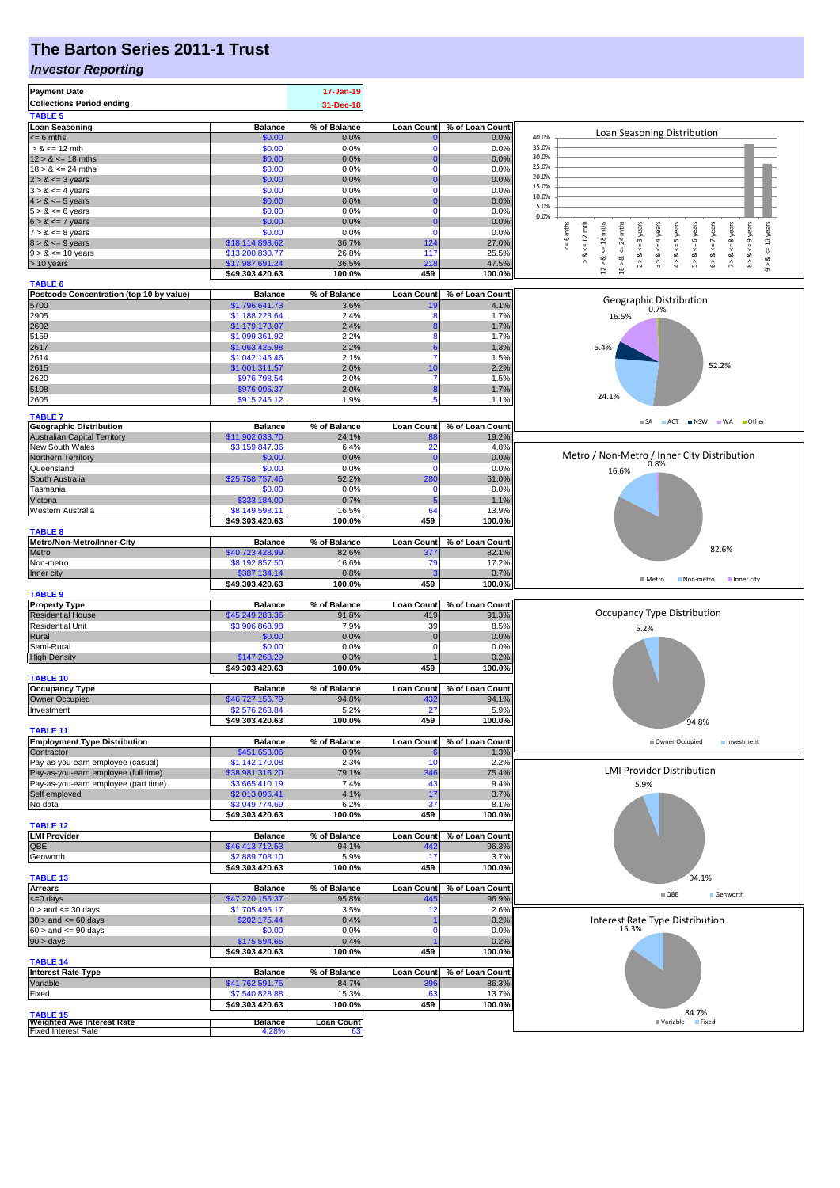# The Barton Series 2011-1 Trust

## *Investor Reporting*

| | |
|---|---|
| **Payment Date** | 17-Jan-19 |
| **Collections Period ending** | 31-Dec-18 |

**TABLE 5**

| Loan Seasoning | Balance | % of Balance | Loan Count | % of Loan Count |
|---|---|---|---|---|
| <= 6 mths | $0.00 | 0.0% | 0 | 0.0% |
| > & <= 12 mth | $0.00 | 0.0% | 0 | 0.0% |
| 12 > & <= 18 mths | $0.00 | 0.0% | 0 | 0.0% |
| 18 > & <= 24 mths | $0.00 | 0.0% | 0 | 0.0% |
| 2 > & <= 3 years | $0.00 | 0.0% | 0 | 0.0% |
| 3 > & <= 4 years | $0.00 | 0.0% | 0 | 0.0% |
| 4 > & <= 5 years | $0.00 | 0.0% | 0 | 0.0% |
| 5 > & <= 6 years | $0.00 | 0.0% | 0 | 0.0% |
| 6 > & <= 7 years | $0.00 | 0.0% | 0 | 0.0% |
| 7 > & <= 8 years | $0.00 | 0.0% | 0 | 0.0% |
| 8 > & <= 9 years | $18,114,898.62 | 36.7% | 124 | 27.0% |
| 9 > & <= 10 years | $13,200,830.77 | 26.8% | 117 | 25.5% |
| > 10 years | $17,987,691.24 | 36.5% | 218 | 47.5% |
| | $49,303,420.63 | 100.0% | 459 | 100.0% |

Loan Seasoning Distribution

**TABLE 6**

| Postcode Concentration (top 10 by value) | Balance | % of Balance | Loan Count | % of Loan Count |
|---|---|---|---|---|
| 5700 | $1,796,641.73 | 3.6% | 19 | 4.1% |
| 2905 | $1,188,223.64 | 2.4% | 8 | 1.7% |
| 2602 | $1,179,173.07 | 2.4% | 8 | 1.7% |
| 5159 | $1,099,361.92 | 2.2% | 8 | 1.7% |
| 2617 | $1,063,425.98 | 2.2% | 6 | 1.3% |
| 2614 | $1,042,145.46 | 2.1% | 7 | 1.5% |
| 2615 | $1,001,311.57 | 2.0% | 10 | 2.2% |
| 2620 | $976,798.54 | 2.0% | 7 | 1.5% |
| 5108 | $976,006.37 | 2.0% | 8 | 1.7% |
| 2605 | $915,245.12 | 1.9% | 5 | 1.1% |

Geographic Distribution

**TABLE 7**

| Geographic Distribution | Balance | % of Balance | Loan Count | % of Loan Count |
|---|---|---|---|---|
| Australian Capital Territory | $11,902,033.70 | 24.1% | 88 | 19.2% |
| New South Wales | $3,159,847.36 | 6.4% | 22 | 4.8% |
| Northern Territory | $0.00 | 0.0% | 0 | 0.0% |
| Queensland | $0.00 | 0.0% | 0 | 0.0% |
| South Australia | $25,758,757.46 | 52.2% | 280 | 61.0% |
| Tasmania | $0.00 | 0.0% | 0 | 0.0% |
| Victoria | $333,184.00 | 0.7% | 5 | 1.1% |
| Western Australia | $8,149,598.11 | 16.5% | 64 | 13.9% |
| | $49,303,420.63 | 100.0% | 459 | 100.0% |

Metro / Non-Metro / Inner City Distribution

**TABLE 8**

| Metro/Non-Metro/Inner-City | Balance | % of Balance | Loan Count | % of Loan Count |
|---|---|---|---|---|
| Metro | $40,723,428.99 | 82.6% | 377 | 82.1% |
| Non-metro | $8,192,857.50 | 16.6% | 79 | 17.2% |
| Inner city | $387,134.14 | 0.8% | 3 | 0.7% |
| | $49,303,420.63 | 100.0% | 459 | 100.0% |

**TABLE 9**

| Property Type | Balance | % of Balance | Loan Count | % of Loan Count |
|---|---|---|---|---|
| Residential House | $45,249,283.36 | 91.8% | 419 | 91.3% |
| Residential Unit | $3,906,868.98 | 7.9% | 39 | 8.5% |
| Rural | $0.00 | 0.0% | 0 | 0.0% |
| Semi-Rural | $0.00 | 0.0% | 0 | 0.0% |
| High Density | $147,268.29 | 0.3% | 1 | 0.2% |
| | $49,303,420.63 | 100.0% | 459 | 100.0% |

Occupancy Type Distribution

**TABLE 10**

| Occupancy Type | Balance | % of Balance | Loan Count | % of Loan Count |
|---|---|---|---|---|
| Owner Occupied | $46,727,156.79 | 94.8% | 432 | 94.1% |
| Investment | $2,576,263.84 | 5.2% | 27 | 5.9% |
| | $49,303,420.63 | 100.0% | 459 | 100.0% |

**TABLE 11**

| Employment Type Distribution | Balance | % of Balance | Loan Count | % of Loan Count |
|---|---|---|---|---|
| Contractor | $451,653.06 | 0.9% | 6 | 1.3% |
| Pay-as-you-earn employee (casual) | $1,142,170.08 | 2.3% | 10 | 2.2% |
| Pay-as-you-earn employee (full time) | $38,981,316.20 | 79.1% | 346 | 75.4% |
| Pay-as-you-earn employee (part time) | $3,665,410.19 | 7.4% | 43 | 9.4% |
| Self employed | $2,013,096.41 | 4.1% | 17 | 3.7% |
| No data | $3,049,774.69 | 6.2% | 37 | 8.1% |
| | $49,303,420.63 | 100.0% | 459 | 100.0% |

LMI Provider Distribution

**TABLE 12**

| LMI Provider | Balance | % of Balance | Loan Count | % of Loan Count |
|---|---|---|---|---|
| QBE | $46,413,712.53 | 94.1% | 442 | 96.3% |
| Genworth | $2,889,708.10 | 5.9% | 17 | 3.7% |
| | $49,303,420.63 | 100.0% | 459 | 100.0% |

**TABLE 13**

| Arrears | Balance | % of Balance | Loan Count | % of Loan Count |
|---|---|---|---|---|
| <=0 days | $47,220,155.37 | 95.8% | 445 | 96.9% |
| 0 > and <= 30 days | $1,705,495.17 | 3.5% | 12 | 2.6% |
| 30 > and <= 60 days | $202,175.44 | 0.4% | 1 | 0.2% |
| 60 > and <= 90 days | $0.00 | 0.0% | 0 | 0.0% |
| 90 > days | $175,594.65 | 0.4% | 1 | 0.2% |
| | $49,303,420.63 | 100.0% | 459 | 100.0% |

Interest Rate Type Distribution

**TABLE 14**

| Interest Rate Type | Balance | % of Balance | Loan Count | % of Loan Count |
|---|---|---|---|---|
| Variable | $41,762,591.75 | 84.7% | 396 | 86.3% |
| Fixed | $7,540,828.88 | 15.3% | 63 | 13.7% |
| | $49,303,420.63 | 100.0% | 459 | 100.0% |

**TABLE 15**

| Weighted Ave Interest Rate | Balance | Loan Count |
|---|---|---|
| Fixed Interest Rate | 4.28% | 63 |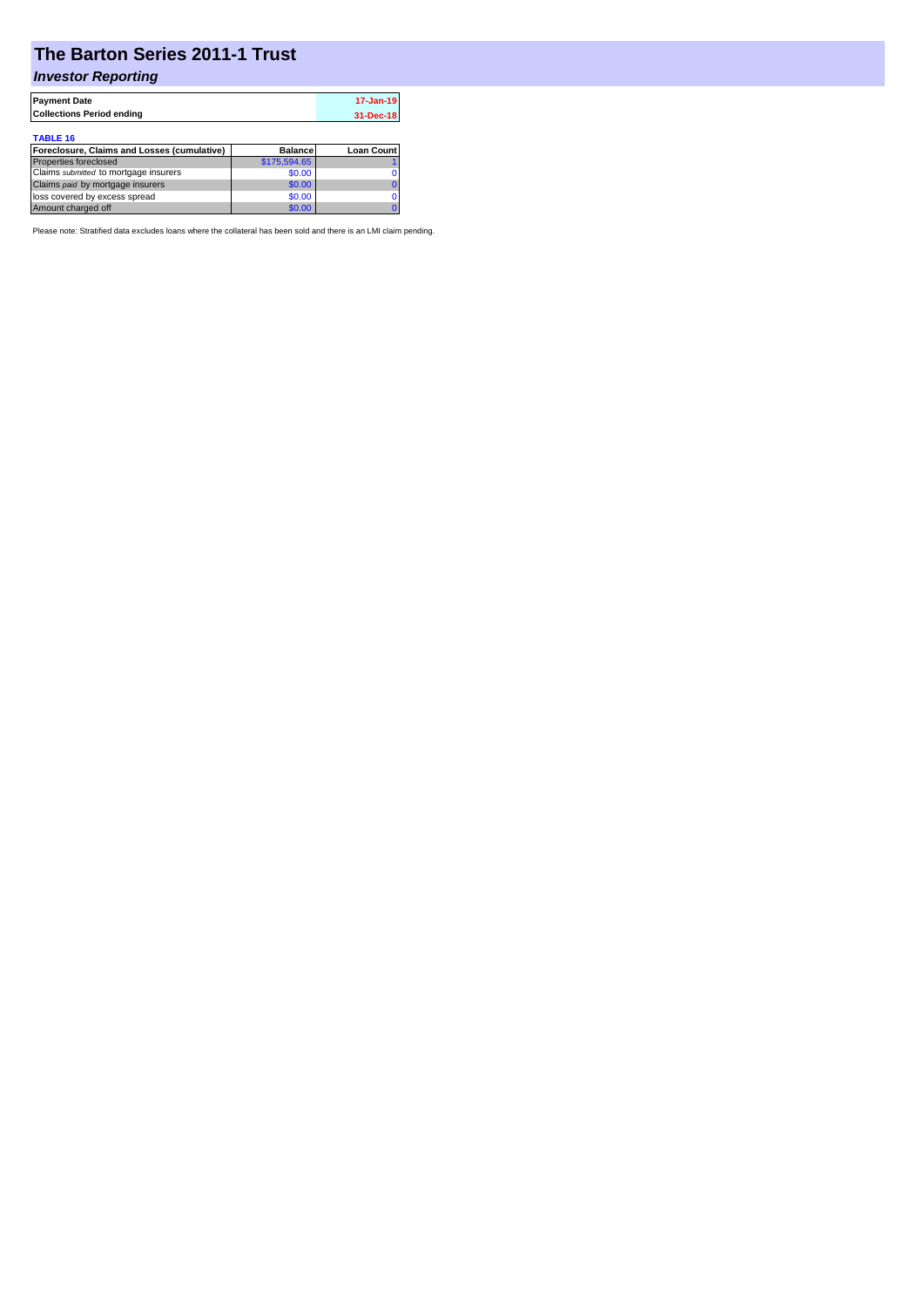# The Barton Series 2011-1 Trust

## *Investor Reporting*

| | |
|---|---|
| **Payment Date** | **17-Jan-19** |
| **Collections Period ending** | **31-Dec-18** |

**TABLE 16**

| **Foreclosure, Claims and Losses (cumulative)** | **Balance** | **Loan Count** |
|---|---|---|
| Properties foreclosed | $175,594.65 | 1 |
| Claims *submitted* to mortgage insurers | $0.00 | 0 |
| Claims *paid* by mortgage insurers | $0.00 | 0 |
| loss covered by excess spread | $0.00 | 0 |
| Amount charged off | $0.00 | 0 |

Please note: Stratified data excludes loans where the collateral has been sold and there is an LMI claim pending.